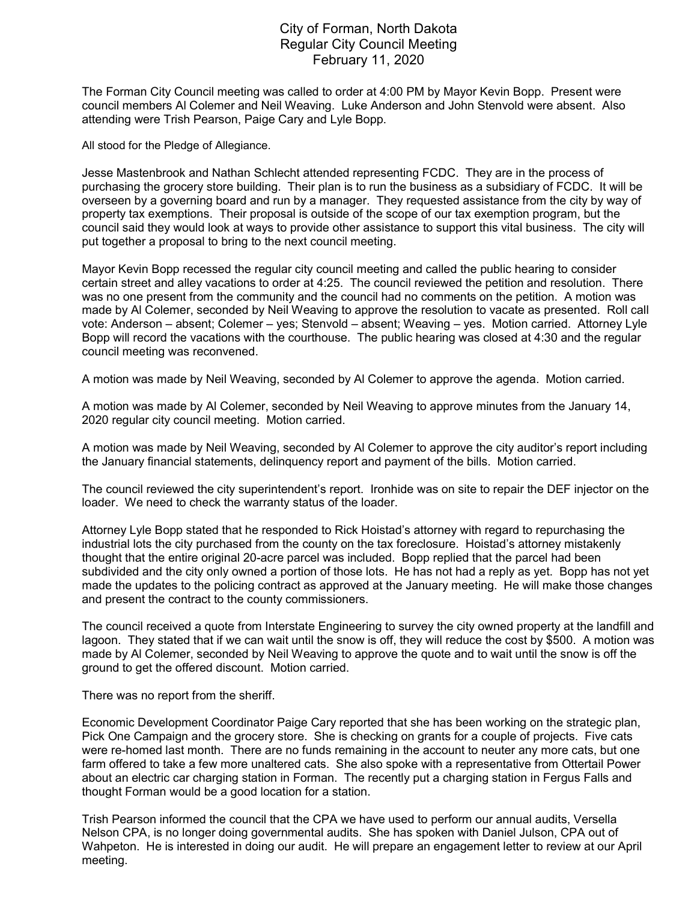# City of Forman, North Dakota
## Regular City Council Meeting
### February 11, 2020

The Forman City Council meeting was called to order at 4:00 PM by Mayor Kevin Bopp. Present were council members Al Colemer and Neil Weaving. Luke Anderson and John Stenvold were absent. Also attending were Trish Pearson, Paige Cary and Lyle Bopp.

All stood for the Pledge of Allegiance.

Jesse Mastenbrook and Nathan Schlecht attended representing FCDC. They are in the process of purchasing the grocery store building. Their plan is to run the business as a subsidiary of FCDC. It will be overseen by a governing board and run by a manager. They requested assistance from the city by way of property tax exemptions. Their proposal is outside of the scope of our tax exemption program, but the council said they would look at ways to provide other assistance to support this vital business. The city will put together a proposal to bring to the next council meeting.

Mayor Kevin Bopp recessed the regular city council meeting and called the public hearing to consider certain street and alley vacations to order at 4:25. The council reviewed the petition and resolution. There was no one present from the community and the council had no comments on the petition. A motion was made by Al Colemer, seconded by Neil Weaving to approve the resolution to vacate as presented. Roll call vote: Anderson – absent; Colemer – yes; Stenvold – absent; Weaving – yes. Motion carried. Attorney Lyle Bopp will record the vacations with the courthouse. The public hearing was closed at 4:30 and the regular council meeting was reconvened.

A motion was made by Neil Weaving, seconded by Al Colemer to approve the agenda. Motion carried.

A motion was made by Al Colemer, seconded by Neil Weaving to approve minutes from the January 14, 2020 regular city council meeting. Motion carried.

A motion was made by Neil Weaving, seconded by Al Colemer to approve the city auditor's report including the January financial statements, delinquency report and payment of the bills. Motion carried.

The council reviewed the city superintendent's report. Ironhide was on site to repair the DEF injector on the loader. We need to check the warranty status of the loader.

Attorney Lyle Bopp stated that he responded to Rick Hoistad's attorney with regard to repurchasing the industrial lots the city purchased from the county on the tax foreclosure. Hoistad's attorney mistakenly thought that the entire original 20-acre parcel was included. Bopp replied that the parcel had been subdivided and the city only owned a portion of those lots. He has not had a reply as yet. Bopp has not yet made the updates to the policing contract as approved at the January meeting. He will make those changes and present the contract to the county commissioners.

The council received a quote from Interstate Engineering to survey the city owned property at the landfill and lagoon. They stated that if we can wait until the snow is off, they will reduce the cost by $500. A motion was made by Al Colemer, seconded by Neil Weaving to approve the quote and to wait until the snow is off the ground to get the offered discount. Motion carried.

There was no report from the sheriff.

Economic Development Coordinator Paige Cary reported that she has been working on the strategic plan, Pick One Campaign and the grocery store. She is checking on grants for a couple of projects. Five cats were re-homed last month. There are no funds remaining in the account to neuter any more cats, but one farm offered to take a few more unaltered cats. She also spoke with a representative from Ottertail Power about an electric car charging station in Forman. The recently put a charging station in Fergus Falls and thought Forman would be a good location for a station.

Trish Pearson informed the council that the CPA we have used to perform our annual audits, Versella Nelson CPA, is no longer doing governmental audits. She has spoken with Daniel Julson, CPA out of Wahpeton. He is interested in doing our audit. He will prepare an engagement letter to review at our April meeting.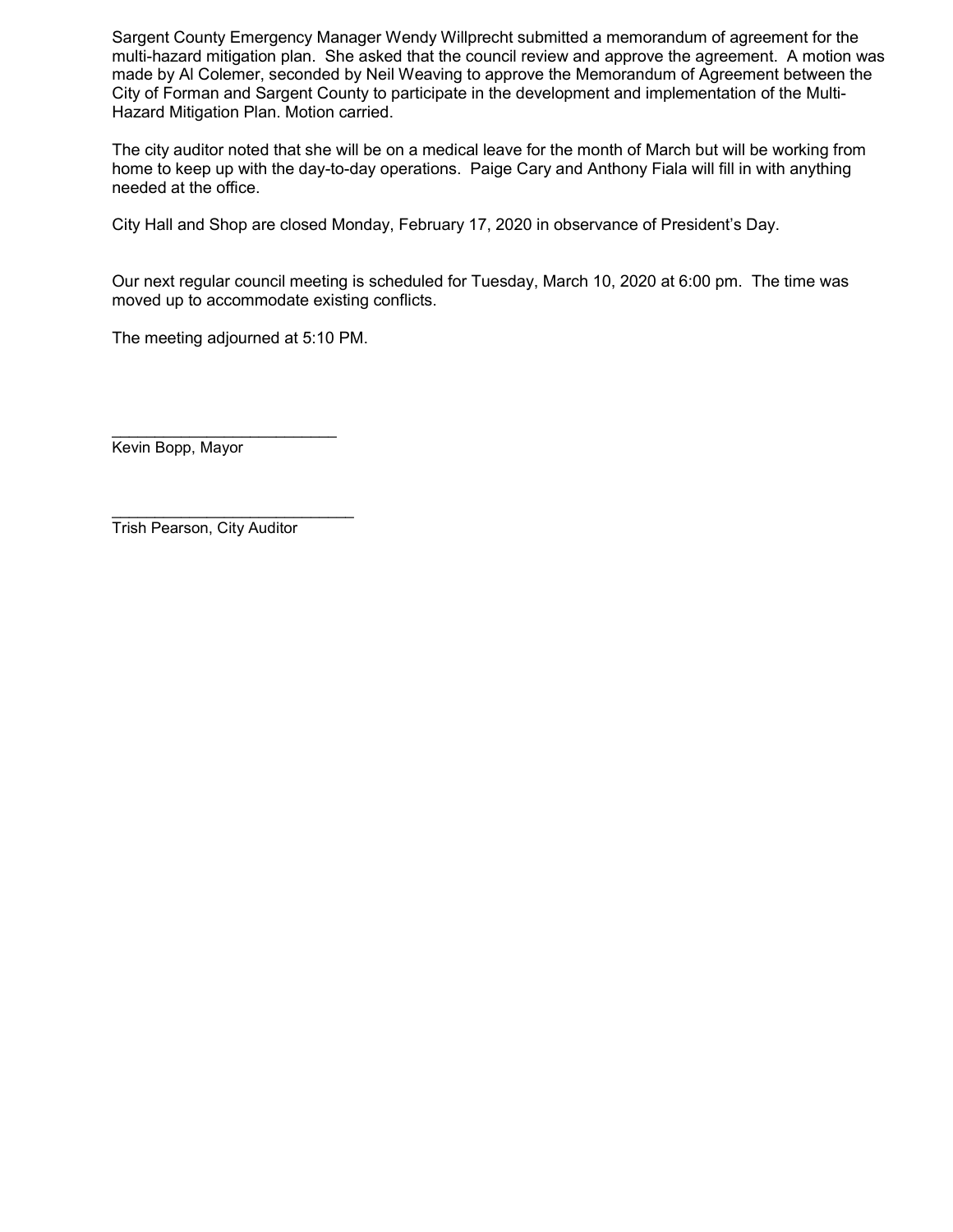Sargent County Emergency Manager Wendy Willprecht submitted a memorandum of agreement for the multi-hazard mitigation plan. She asked that the council review and approve the agreement. A motion was made by Al Colemer, seconded by Neil Weaving to approve the Memorandum of Agreement between the City of Forman and Sargent County to participate in the development and implementation of the Multi-Hazard Mitigation Plan. Motion carried.

The city auditor noted that she will be on a medical leave for the month of March but will be working from home to keep up with the day-to-day operations. Paige Cary and Anthony Fiala will fill in with anything needed at the office.

City Hall and Shop are closed Monday, February 17, 2020 in observance of President's Day.

Our next regular council meeting is scheduled for Tuesday, March 10, 2020 at 6:00 pm. The time was moved up to accommodate existing conflicts.

The meeting adjourned at 5:10 PM.

\_\_\_\_\_\_\_\_\_\_\_\_\_\_\_\_\_\_\_\_\_\_\_\_\_\_
Kevin Bopp, Mayor

\_\_\_\_\_\_\_\_\_\_\_\_\_\_\_\_\_\_\_\_\_\_\_\_\_\_\_\_
Trish Pearson, City Auditor